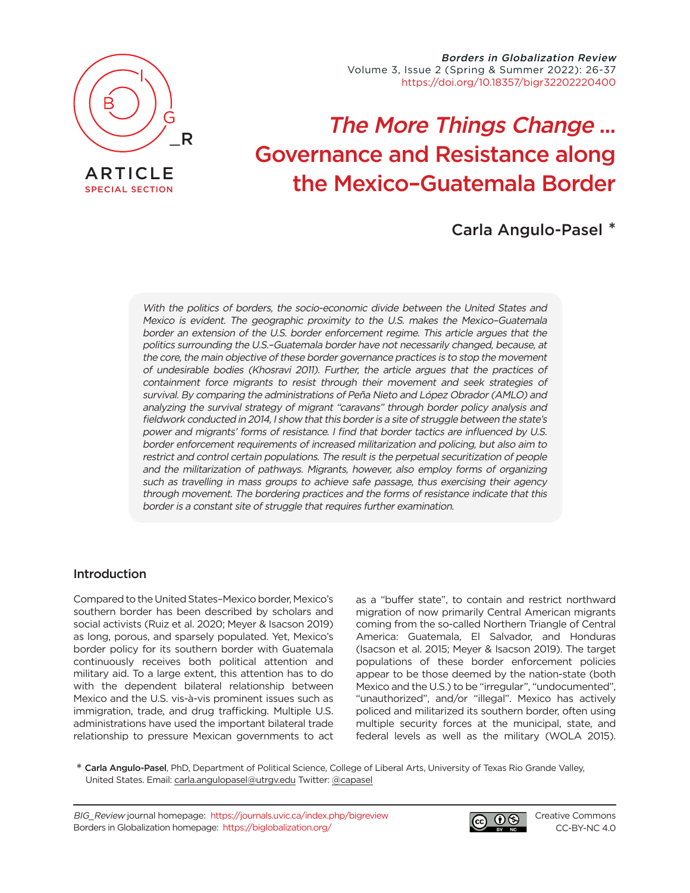ARTICLE
SPECIAL SECTION

# *The More Things Change ...* Governance and Resistance along the Mexico–Guatemala Border

Carla Angulo-Pasel *

*With the politics of borders, the socio-economic divide between the United States and Mexico is evident. The geographic proximity to the U.S. makes the Mexico–Guatemala border an extension of the U.S. border enforcement regime. This article argues that the politics surrounding the U.S.–Guatemala border have not necessarily changed, because, at the core, the main objective of these border governance practices is to stop the movement of undesirable bodies (Khosravi 2011). Further, the article argues that the practices of containment force migrants to resist through their movement and seek strategies of survival. By comparing the administrations of Peña Nieto and López Obrador (AMLO) and analyzing the survival strategy of migrant "caravans" through border policy analysis and fieldwork conducted in 2014, I show that this border is a site of struggle between the state's power and migrants' forms of resistance. I find that border tactics are influenced by U.S. border enforcement requirements of increased militarization and policing, but also aim to restrict and control certain populations. The result is the perpetual securitization of people and the militarization of pathways. Migrants, however, also employ forms of organizing such as travelling in mass groups to achieve safe passage, thus exercising their agency through movement. The bordering practices and the forms of resistance indicate that this border is a constant site of struggle that requires further examination.*

## Introduction

Compared to the United States–Mexico border, Mexico's southern border has been described by scholars and social activists (Ruiz et al. 2020; Meyer & Isacson 2019) as long, porous, and sparsely populated. Yet, Mexico's border policy for its southern border with Guatemala continuously receives both political attention and military aid. To a large extent, this attention has to do with the dependent bilateral relationship between Mexico and the U.S. vis-à-vis prominent issues such as immigration, trade, and drug trafficking. Multiple U.S. administrations have used the important bilateral trade relationship to pressure Mexican governments to act as a "buffer state", to contain and restrict northward migration of now primarily Central American migrants coming from the so-called Northern Triangle of Central America: Guatemala, El Salvador, and Honduras (Isacson et al. 2015; Meyer & Isacson 2019). The target populations of these border enforcement policies appear to be those deemed by the nation-state (both Mexico and the U.S.) to be "irregular", "undocumented", "unauthorized", and/or "illegal". Mexico has actively policed and militarized its southern border, often using multiple security forces at the municipal, state, and federal levels as well as the military (WOLA 2015).

\* **Carla Angulo-Pasel**, PhD, Department of Political Science, College of Liberal Arts, University of Texas Rio Grande Valley, United States. Email: carla.angulopasel@utrgv.edu Twitter: @capasel

*BIG_Review* journal homepage: https://journals.uvic.ca/index.php/bigreview
Borders in Globalization homepage: https://biglobalization.org/

Creative Commons CC-BY-NC 4.0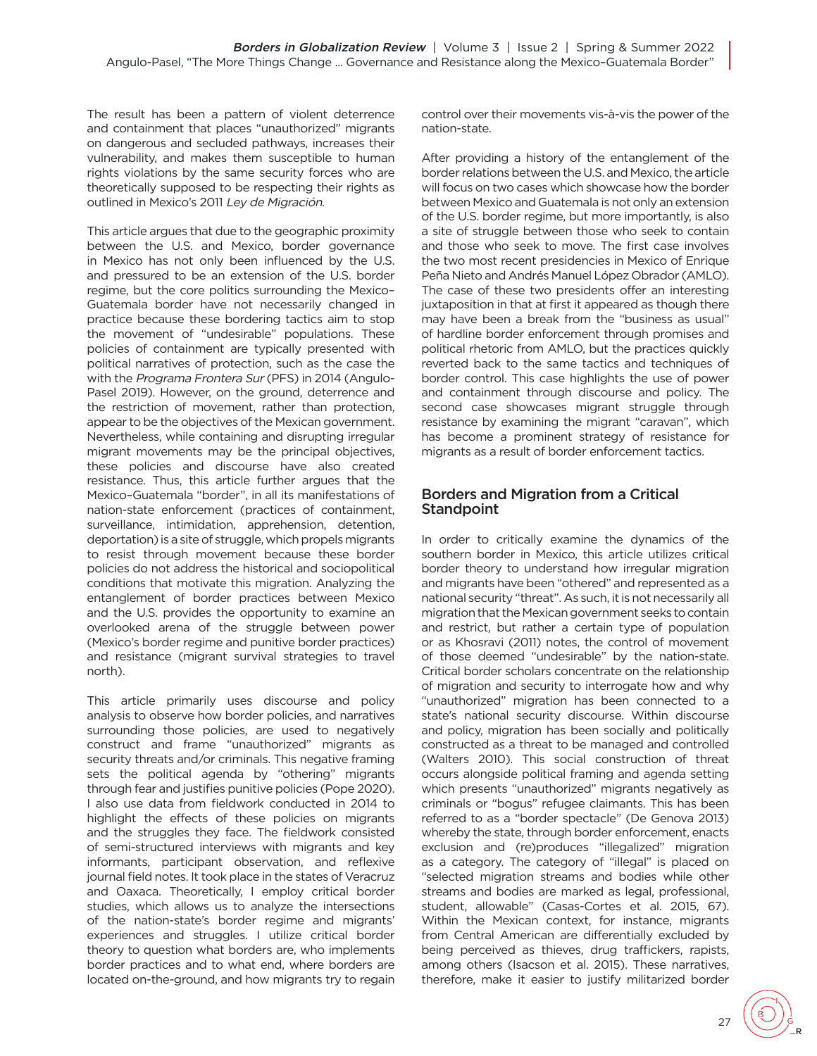The result has been a pattern of violent deterrence and containment that places "unauthorized" migrants on dangerous and secluded pathways, increases their vulnerability, and makes them susceptible to human rights violations by the same security forces who are theoretically supposed to be respecting their rights as outlined in Mexico's 2011 *Ley de Migración*.

This article argues that due to the geographic proximity between the U.S. and Mexico, border governance in Mexico has not only been influenced by the U.S. and pressured to be an extension of the U.S. border regime, but the core politics surrounding the Mexico–Guatemala border have not necessarily changed in practice because these bordering tactics aim to stop the movement of "undesirable" populations. These policies of containment are typically presented with political narratives of protection, such as the case the with the *Programa Frontera Sur* (PFS) in 2014 (Angulo-Pasel 2019). However, on the ground, deterrence and the restriction of movement, rather than protection, appear to be the objectives of the Mexican government. Nevertheless, while containing and disrupting irregular migrant movements may be the principal objectives, these policies and discourse have also created resistance. Thus, this article further argues that the Mexico–Guatemala "border", in all its manifestations of nation-state enforcement (practices of containment, surveillance, intimidation, apprehension, detention, deportation) is a site of struggle, which propels migrants to resist through movement because these border policies do not address the historical and sociopolitical conditions that motivate this migration. Analyzing the entanglement of border practices between Mexico and the U.S. provides the opportunity to examine an overlooked arena of the struggle between power (Mexico's border regime and punitive border practices) and resistance (migrant survival strategies to travel north).

This article primarily uses discourse and policy analysis to observe how border policies, and narratives surrounding those policies, are used to negatively construct and frame "unauthorized" migrants as security threats and/or criminals. This negative framing sets the political agenda by "othering" migrants through fear and justifies punitive policies (Pope 2020). I also use data from fieldwork conducted in 2014 to highlight the effects of these policies on migrants and the struggles they face. The fieldwork consisted of semi-structured interviews with migrants and key informants, participant observation, and reflexive journal field notes. It took place in the states of Veracruz and Oaxaca. Theoretically, I employ critical border studies, which allows us to analyze the intersections of the nation-state's border regime and migrants' experiences and struggles. I utilize critical border theory to question what borders are, who implements border practices and to what end, where borders are located on-the-ground, and how migrants try to regain control over their movements vis-à-vis the power of the nation-state.

After providing a history of the entanglement of the border relations between the U.S. and Mexico, the article will focus on two cases which showcase how the border between Mexico and Guatemala is not only an extension of the U.S. border regime, but more importantly, is also a site of struggle between those who seek to contain and those who seek to move. The first case involves the two most recent presidencies in Mexico of Enrique Peña Nieto and Andrés Manuel López Obrador (AMLO). The case of these two presidents offer an interesting juxtaposition in that at first it appeared as though there may have been a break from the "business as usual" of hardline border enforcement through promises and political rhetoric from AMLO, but the practices quickly reverted back to the same tactics and techniques of border control. This case highlights the use of power and containment through discourse and policy. The second case showcases migrant struggle through resistance by examining the migrant "caravan", which has become a prominent strategy of resistance for migrants as a result of border enforcement tactics.

## Borders and Migration from a Critical Standpoint

In order to critically examine the dynamics of the southern border in Mexico, this article utilizes critical border theory to understand how irregular migration and migrants have been "othered" and represented as a national security "threat". As such, it is not necessarily all migration that the Mexican government seeks to contain and restrict, but rather a certain type of population or as Khosravi (2011) notes, the control of movement of those deemed "undesirable" by the nation-state. Critical border scholars concentrate on the relationship of migration and security to interrogate how and why "unauthorized" migration has been connected to a state's national security discourse. Within discourse and policy, migration has been socially and politically constructed as a threat to be managed and controlled (Walters 2010). This social construction of threat occurs alongside political framing and agenda setting which presents "unauthorized" migrants negatively as criminals or "bogus" refugee claimants. This has been referred to as a "border spectacle" (De Genova 2013) whereby the state, through border enforcement, enacts exclusion and (re)produces "illegalized" migration as a category. The category of "illegal" is placed on "selected migration streams and bodies while other streams and bodies are marked as legal, professional, student, allowable" (Casas-Cortes et al. 2015, 67). Within the Mexican context, for instance, migrants from Central American are differentially excluded by being perceived as thieves, drug traffickers, rapists, among others (Isacson et al. 2015). These narratives, therefore, make it easier to justify militarized border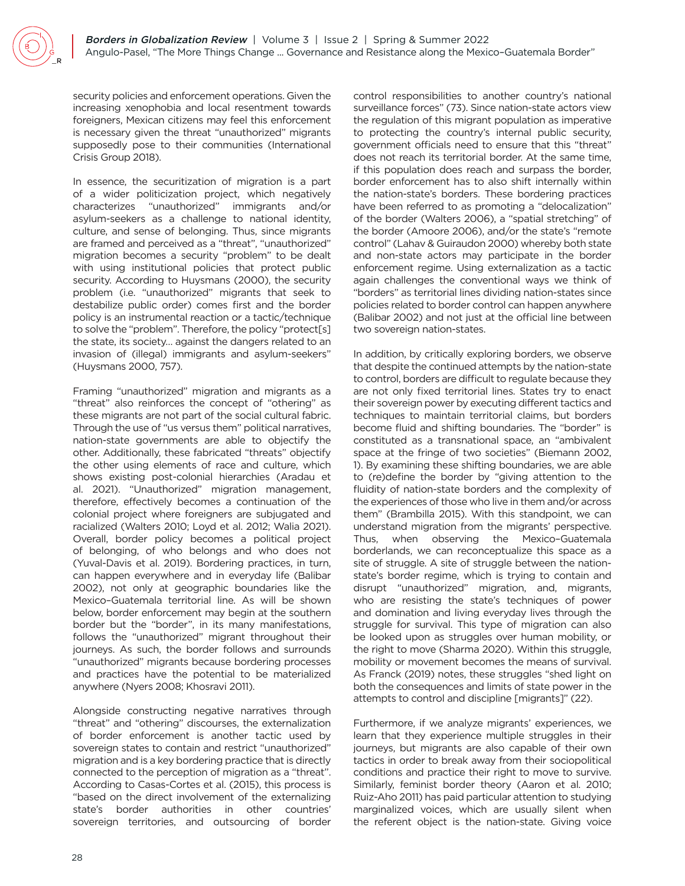security policies and enforcement operations. Given the increasing xenophobia and local resentment towards foreigners, Mexican citizens may feel this enforcement is necessary given the threat "unauthorized" migrants supposedly pose to their communities (International Crisis Group 2018).

In essence, the securitization of migration is a part of a wider politicization project, which negatively characterizes "unauthorized" immigrants and/or asylum-seekers as a challenge to national identity, culture, and sense of belonging. Thus, since migrants are framed and perceived as a "threat", "unauthorized" migration becomes a security "problem" to be dealt with using institutional policies that protect public security. According to Huysmans (2000), the security problem (i.e. "unauthorized" migrants that seek to destabilize public order) comes first and the border policy is an instrumental reaction or a tactic/technique to solve the "problem". Therefore, the policy "protect[s] the state, its society… against the dangers related to an invasion of (illegal) immigrants and asylum-seekers" (Huysmans 2000, 757).

Framing "unauthorized" migration and migrants as a "threat" also reinforces the concept of "othering" as these migrants are not part of the social cultural fabric. Through the use of "us versus them" political narratives, nation-state governments are able to objectify the other. Additionally, these fabricated "threats" objectify the other using elements of race and culture, which shows existing post-colonial hierarchies (Aradau et al. 2021). "Unauthorized" migration management, therefore, effectively becomes a continuation of the colonial project where foreigners are subjugated and racialized (Walters 2010; Loyd et al. 2012; Walia 2021). Overall, border policy becomes a political project of belonging, of who belongs and who does not (Yuval-Davis et al. 2019). Bordering practices, in turn, can happen everywhere and in everyday life (Balibar 2002), not only at geographic boundaries like the Mexico–Guatemala territorial line. As will be shown below, border enforcement may begin at the southern border but the "border", in its many manifestations, follows the "unauthorized" migrant throughout their journeys. As such, the border follows and surrounds "unauthorized" migrants because bordering processes and practices have the potential to be materialized anywhere (Nyers 2008; Khosravi 2011).

Alongside constructing negative narratives through "threat" and "othering" discourses, the externalization of border enforcement is another tactic used by sovereign states to contain and restrict "unauthorized" migration and is a key bordering practice that is directly connected to the perception of migration as a "threat". According to Casas-Cortes et al. (2015), this process is "based on the direct involvement of the externalizing state's border authorities in other countries' sovereign territories, and outsourcing of border control responsibilities to another country's national surveillance forces" (73). Since nation-state actors view the regulation of this migrant population as imperative to protecting the country's internal public security, government officials need to ensure that this "threat" does not reach its territorial border. At the same time, if this population does reach and surpass the border, border enforcement has to also shift internally within the nation-state's borders. These bordering practices have been referred to as promoting a "delocalization" of the border (Walters 2006), a "spatial stretching" of the border (Amoore 2006), and/or the state's "remote control" (Lahav & Guiraudon 2000) whereby both state and non-state actors may participate in the border enforcement regime. Using externalization as a tactic again challenges the conventional ways we think of "borders" as territorial lines dividing nation-states since policies related to border control can happen anywhere (Balibar 2002) and not just at the official line between two sovereign nation-states.

In addition, by critically exploring borders, we observe that despite the continued attempts by the nation-state to control, borders are difficult to regulate because they are not only fixed territorial lines. States try to enact their sovereign power by executing different tactics and techniques to maintain territorial claims, but borders become fluid and shifting boundaries. The "border" is constituted as a transnational space, an "ambivalent space at the fringe of two societies" (Biemann 2002, 1). By examining these shifting boundaries, we are able to (re)define the border by "giving attention to the fluidity of nation-state borders and the complexity of the experiences of those who live in them and/or across them" (Brambilla 2015). With this standpoint, we can understand migration from the migrants' perspective. Thus, when observing the Mexico–Guatemala borderlands, we can reconceptualize this space as a site of struggle. A site of struggle between the nation-state's border regime, which is trying to contain and disrupt "unauthorized" migration, and, migrants, who are resisting the state's techniques of power and domination and living everyday lives through the struggle for survival. This type of migration can also be looked upon as struggles over human mobility, or the right to move (Sharma 2020). Within this struggle, mobility or movement becomes the means of survival. As Franck (2019) notes, these struggles "shed light on both the consequences and limits of state power in the attempts to control and discipline [migrants]" (22).

Furthermore, if we analyze migrants' experiences, we learn that they experience multiple struggles in their journeys, but migrants are also capable of their own tactics in order to break away from their sociopolitical conditions and practice their right to move to survive. Similarly, feminist border theory (Aaron et al. 2010; Ruiz-Aho 2011) has paid particular attention to studying marginalized voices, which are usually silent when the referent object is the nation-state. Giving voice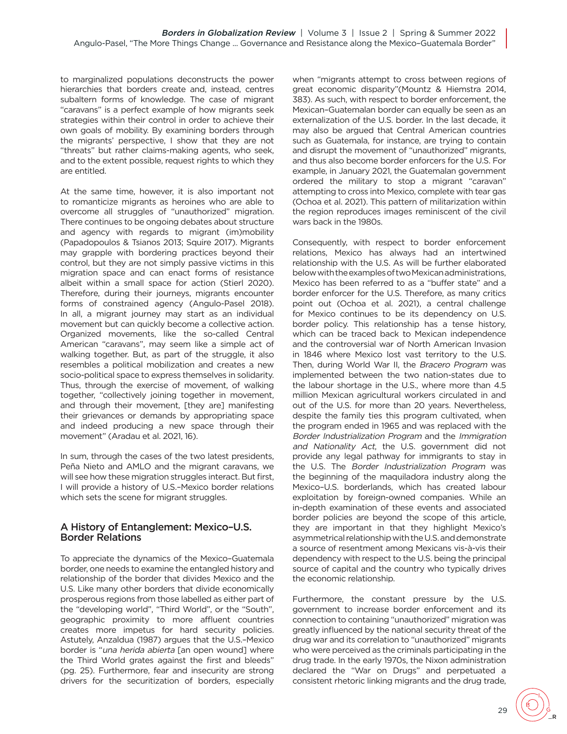to marginalized populations deconstructs the power hierarchies that borders create and, instead, centres subaltern forms of knowledge. The case of migrant "caravans" is a perfect example of how migrants seek strategies within their control in order to achieve their own goals of mobility. By examining borders through the migrants' perspective, I show that they are not "threats" but rather claims-making agents, who seek, and to the extent possible, request rights to which they are entitled.

At the same time, however, it is also important not to romanticize migrants as heroines who are able to overcome all struggles of "unauthorized" migration. There continues to be ongoing debates about structure and agency with regards to migrant (im)mobility (Papadopoulos & Tsianos 2013; Squire 2017). Migrants may grapple with bordering practices beyond their control, but they are not simply passive victims in this migration space and can enact forms of resistance albeit within a small space for action (Stierl 2020). Therefore, during their journeys, migrants encounter forms of constrained agency (Angulo-Pasel 2018). In all, a migrant journey may start as an individual movement but can quickly become a collective action. Organized movements, like the so-called Central American "caravans", may seem like a simple act of walking together. But, as part of the struggle, it also resembles a political mobilization and creates a new socio-political space to express themselves in solidarity. Thus, through the exercise of movement, of walking together, "collectively joining together in movement, and through their movement, [they are] manifesting their grievances or demands by appropriating space and indeed producing a new space through their movement" (Aradau et al. 2021, 16).

In sum, through the cases of the two latest presidents, Peña Nieto and AMLO and the migrant caravans, we will see how these migration struggles interact. But first, I will provide a history of U.S.–Mexico border relations which sets the scene for migrant struggles.

## A History of Entanglement: Mexico–U.S. Border Relations

To appreciate the dynamics of the Mexico–Guatemala border, one needs to examine the entangled history and relationship of the border that divides Mexico and the U.S. Like many other borders that divide economically prosperous regions from those labelled as either part of the "developing world", "Third World", or the "South", geographic proximity to more affluent countries creates more impetus for hard security policies. Astutely, Anzaldua (1987) argues that the U.S.–Mexico border is "*una herida abierta* [an open wound] where the Third World grates against the first and bleeds" (pg. 25). Furthermore, fear and insecurity are strong drivers for the securitization of borders, especially when "migrants attempt to cross between regions of great economic disparity"(Mountz & Hiemstra 2014, 383). As such, with respect to border enforcement, the Mexican–Guatemalan border can equally be seen as an externalization of the U.S. border. In the last decade, it may also be argued that Central American countries such as Guatemala, for instance, are trying to contain and disrupt the movement of "unauthorized" migrants, and thus also become border enforcers for the U.S. For example, in January 2021, the Guatemalan government ordered the military to stop a migrant "caravan" attempting to cross into Mexico, complete with tear gas (Ochoa et al. 2021). This pattern of militarization within the region reproduces images reminiscent of the civil wars back in the 1980s.

Consequently, with respect to border enforcement relations, Mexico has always had an intertwined relationship with the U.S. As will be further elaborated below with the examples of two Mexican administrations, Mexico has been referred to as a "buffer state" and a border enforcer for the U.S. Therefore, as many critics point out (Ochoa et al. 2021), a central challenge for Mexico continues to be its dependency on U.S. border policy. This relationship has a tense history, which can be traced back to Mexican independence and the controversial war of North American Invasion in 1846 where Mexico lost vast territory to the U.S. Then, during World War II, the *Bracero Program* was implemented between the two nation-states due to the labour shortage in the U.S., where more than 4.5 million Mexican agricultural workers circulated in and out of the U.S. for more than 20 years. Nevertheless, despite the family ties this program cultivated, when the program ended in 1965 and was replaced with the *Border Industrialization Program* and the *Immigration and Nationality Act*, the U.S. government did not provide any legal pathway for immigrants to stay in the U.S. The *Border Industrialization Program* was the beginning of the maquiladora industry along the Mexico–U.S. borderlands, which has created labour exploitation by foreign-owned companies. While an in-depth examination of these events and associated border policies are beyond the scope of this article, they are important in that they highlight Mexico's asymmetrical relationship with the U.S. and demonstrate a source of resentment among Mexicans vis-à-vis their dependency with respect to the U.S. being the principal source of capital and the country who typically drives the economic relationship.

Furthermore, the constant pressure by the U.S. government to increase border enforcement and its connection to containing "unauthorized" migration was greatly influenced by the national security threat of the drug war and its correlation to "unauthorized" migrants who were perceived as the criminals participating in the drug trade. In the early 1970s, the Nixon administration declared the "War on Drugs" and perpetuated a consistent rhetoric linking migrants and the drug trade,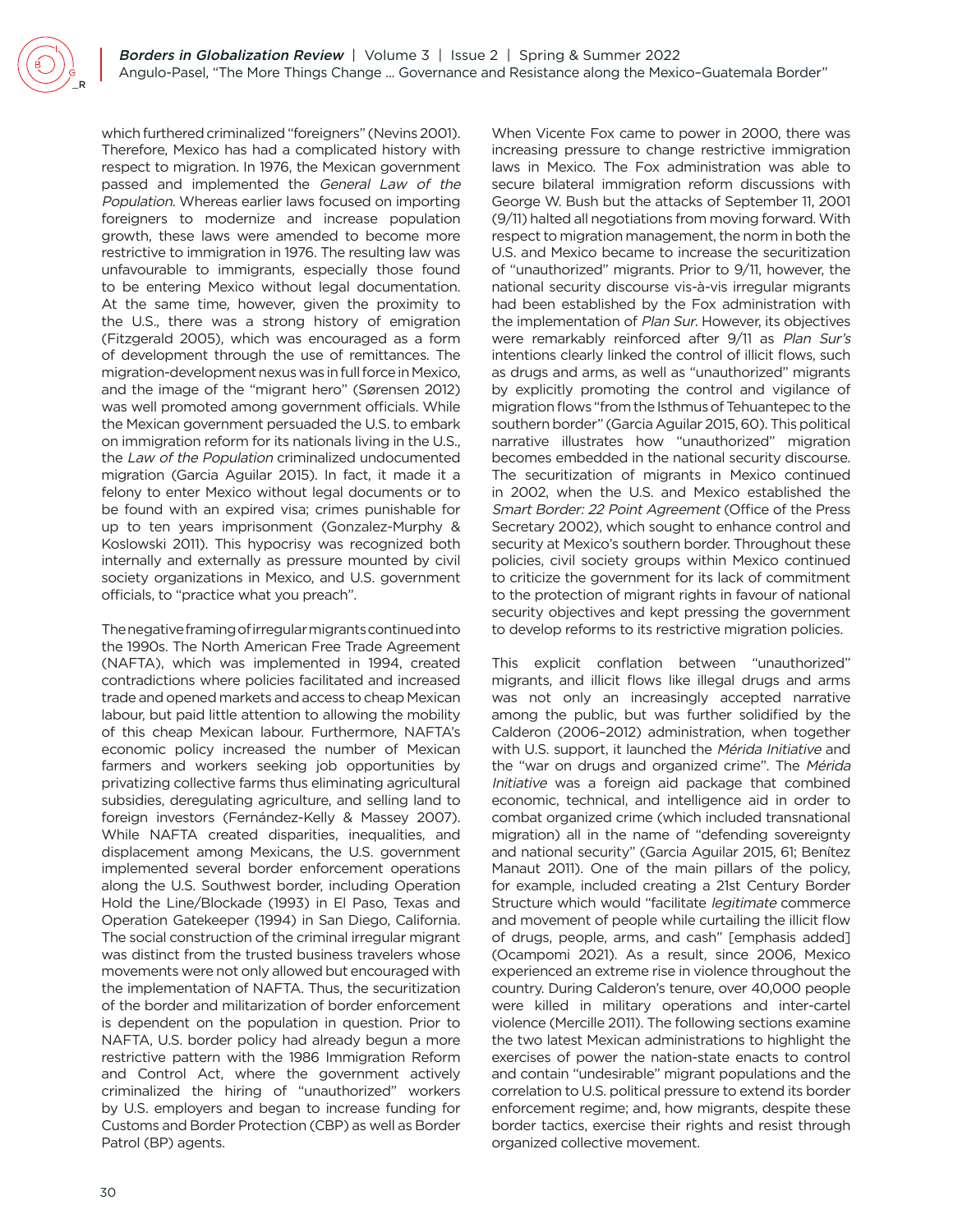which furthered criminalized "foreigners" (Nevins 2001). Therefore, Mexico has had a complicated history with respect to migration. In 1976, the Mexican government passed and implemented the *General Law of the Population*. Whereas earlier laws focused on importing foreigners to modernize and increase population growth, these laws were amended to become more restrictive to immigration in 1976. The resulting law was unfavourable to immigrants, especially those found to be entering Mexico without legal documentation. At the same time, however, given the proximity to the U.S., there was a strong history of emigration (Fitzgerald 2005), which was encouraged as a form of development through the use of remittances. The migration-development nexus was in full force in Mexico, and the image of the "migrant hero" (Sørensen 2012) was well promoted among government officials. While the Mexican government persuaded the U.S. to embark on immigration reform for its nationals living in the U.S., the *Law of the Population* criminalized undocumented migration (Garcia Aguilar 2015). In fact, it made it a felony to enter Mexico without legal documents or to be found with an expired visa; crimes punishable for up to ten years imprisonment (Gonzalez-Murphy & Koslowski 2011). This hypocrisy was recognized both internally and externally as pressure mounted by civil society organizations in Mexico, and U.S. government officials, to "practice what you preach".

The negative framing of irregular migrants continued into the 1990s. The North American Free Trade Agreement (NAFTA), which was implemented in 1994, created contradictions where policies facilitated and increased trade and opened markets and access to cheap Mexican labour, but paid little attention to allowing the mobility of this cheap Mexican labour. Furthermore, NAFTA's economic policy increased the number of Mexican farmers and workers seeking job opportunities by privatizing collective farms thus eliminating agricultural subsidies, deregulating agriculture, and selling land to foreign investors (Fernández-Kelly & Massey 2007). While NAFTA created disparities, inequalities, and displacement among Mexicans, the U.S. government implemented several border enforcement operations along the U.S. Southwest border, including Operation Hold the Line/Blockade (1993) in El Paso, Texas and Operation Gatekeeper (1994) in San Diego, California. The social construction of the criminal irregular migrant was distinct from the trusted business travelers whose movements were not only allowed but encouraged with the implementation of NAFTA. Thus, the securitization of the border and militarization of border enforcement is dependent on the population in question. Prior to NAFTA, U.S. border policy had already begun a more restrictive pattern with the 1986 Immigration Reform and Control Act, where the government actively criminalized the hiring of "unauthorized" workers by U.S. employers and began to increase funding for Customs and Border Protection (CBP) as well as Border Patrol (BP) agents.

When Vicente Fox came to power in 2000, there was increasing pressure to change restrictive immigration laws in Mexico. The Fox administration was able to secure bilateral immigration reform discussions with George W. Bush but the attacks of September 11, 2001 (9/11) halted all negotiations from moving forward. With respect to migration management, the norm in both the U.S. and Mexico became to increase the securitization of "unauthorized" migrants. Prior to 9/11, however, the national security discourse vis-à-vis irregular migrants had been established by the Fox administration with the implementation of *Plan Sur*. However, its objectives were remarkably reinforced after 9/11 as *Plan Sur's* intentions clearly linked the control of illicit flows, such as drugs and arms, as well as "unauthorized" migrants by explicitly promoting the control and vigilance of migration flows "from the Isthmus of Tehuantepec to the southern border" (Garcia Aguilar 2015, 60). This political narrative illustrates how "unauthorized" migration becomes embedded in the national security discourse. The securitization of migrants in Mexico continued in 2002, when the U.S. and Mexico established the *Smart Border: 22 Point Agreement* (Office of the Press Secretary 2002), which sought to enhance control and security at Mexico's southern border. Throughout these policies, civil society groups within Mexico continued to criticize the government for its lack of commitment to the protection of migrant rights in favour of national security objectives and kept pressing the government to develop reforms to its restrictive migration policies.

This explicit conflation between "unauthorized" migrants, and illicit flows like illegal drugs and arms was not only an increasingly accepted narrative among the public, but was further solidified by the Calderon (2006–2012) administration, when together with U.S. support, it launched the *Mérida Initiative* and the "war on drugs and organized crime". The *Mérida Initiative* was a foreign aid package that combined economic, technical, and intelligence aid in order to combat organized crime (which included transnational migration) all in the name of "defending sovereignty and national security" (Garcia Aguilar 2015, 61; Benítez Manaut 2011). One of the main pillars of the policy, for example, included creating a 21st Century Border Structure which would "facilitate *legitimate* commerce and movement of people while curtailing the illicit flow of drugs, people, arms, and cash" [emphasis added] (Ocampomi 2021). As a result, since 2006, Mexico experienced an extreme rise in violence throughout the country. During Calderon's tenure, over 40,000 people were killed in military operations and inter-cartel violence (Mercille 2011). The following sections examine the two latest Mexican administrations to highlight the exercises of power the nation-state enacts to control and contain "undesirable" migrant populations and the correlation to U.S. political pressure to extend its border enforcement regime; and, how migrants, despite these border tactics, exercise their rights and resist through organized collective movement.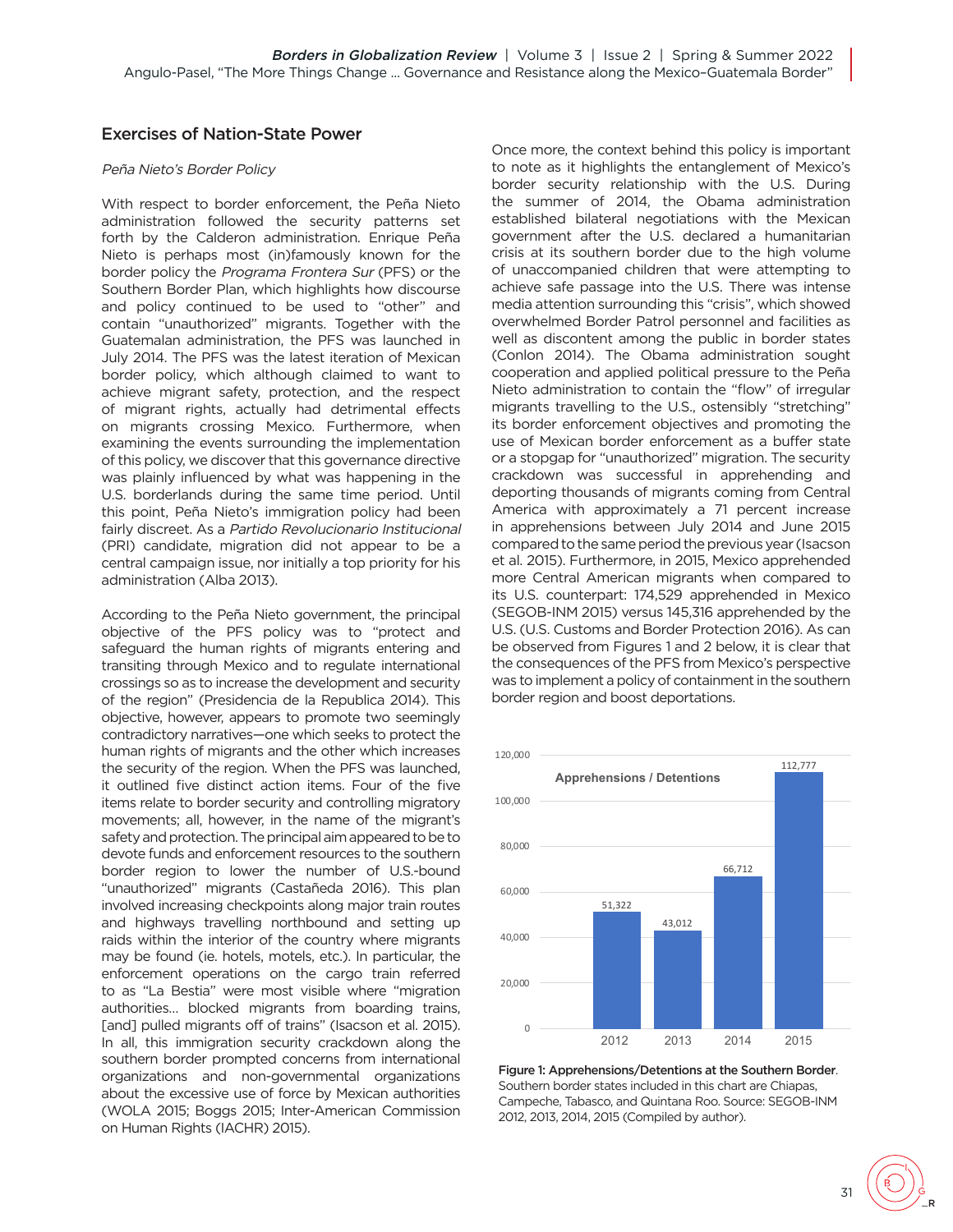## Exercises of Nation-State Power

*Peña Nieto's Border Policy*

With respect to border enforcement, the Peña Nieto administration followed the security patterns set forth by the Calderon administration. Enrique Peña Nieto is perhaps most (in)famously known for the border policy the *Programa Frontera Sur* (PFS) or the Southern Border Plan, which highlights how discourse and policy continued to be used to "other" and contain "unauthorized" migrants. Together with the Guatemalan administration, the PFS was launched in July 2014. The PFS was the latest iteration of Mexican border policy, which although claimed to want to achieve migrant safety, protection, and the respect of migrant rights, actually had detrimental effects on migrants crossing Mexico. Furthermore, when examining the events surrounding the implementation of this policy, we discover that this governance directive was plainly influenced by what was happening in the U.S. borderlands during the same time period. Until this point, Peña Nieto's immigration policy had been fairly discreet. As a *Partido Revolucionario Institucional* (PRI) candidate, migration did not appear to be a central campaign issue, nor initially a top priority for his administration (Alba 2013).

According to the Peña Nieto government, the principal objective of the PFS policy was to "protect and safeguard the human rights of migrants entering and transiting through Mexico and to regulate international crossings so as to increase the development and security of the region" (Presidencia de la Republica 2014). This objective, however, appears to promote two seemingly contradictory narratives—one which seeks to protect the human rights of migrants and the other which increases the security of the region. When the PFS was launched, it outlined five distinct action items. Four of the five items relate to border security and controlling migratory movements; all, however, in the name of the migrant's safety and protection. The principal aim appeared to be to devote funds and enforcement resources to the southern border region to lower the number of U.S.-bound "unauthorized" migrants (Castañeda 2016). This plan involved increasing checkpoints along major train routes and highways travelling northbound and setting up raids within the interior of the country where migrants may be found (ie. hotels, motels, etc.). In particular, the enforcement operations on the cargo train referred to as "La Bestia" were most visible where "migration authorities... blocked migrants from boarding trains, [and] pulled migrants off of trains" (Isacson et al. 2015). In all, this immigration security crackdown along the southern border prompted concerns from international organizations and non-governmental organizations about the excessive use of force by Mexican authorities (WOLA 2015; Boggs 2015; Inter-American Commission on Human Rights (IACHR) 2015).

Once more, the context behind this policy is important to note as it highlights the entanglement of Mexico's border security relationship with the U.S. During the summer of 2014, the Obama administration established bilateral negotiations with the Mexican government after the U.S. declared a humanitarian crisis at its southern border due to the high volume of unaccompanied children that were attempting to achieve safe passage into the U.S. There was intense media attention surrounding this "crisis", which showed overwhelmed Border Patrol personnel and facilities as well as discontent among the public in border states (Conlon 2014). The Obama administration sought cooperation and applied political pressure to the Peña Nieto administration to contain the "flow" of irregular migrants travelling to the U.S., ostensibly "stretching" its border enforcement objectives and promoting the use of Mexican border enforcement as a buffer state or a stopgap for "unauthorized" migration. The security crackdown was successful in apprehending and deporting thousands of migrants coming from Central America with approximately a 71 percent increase in apprehensions between July 2014 and June 2015 compared to the same period the previous year (Isacson et al. 2015). Furthermore, in 2015, Mexico apprehended more Central American migrants when compared to its U.S. counterpart: 174,529 apprehended in Mexico (SEGOB-INM 2015) versus 145,316 apprehended by the U.S. (U.S. Customs and Border Protection 2016). As can be observed from Figures 1 and 2 below, it is clear that the consequences of the PFS from Mexico's perspective was to implement a policy of containment in the southern border region and boost deportations.

Apprehensions / Detentions

| Year | Apprehensions / Detentions |
|---|---|
| 2012 | 51,322 |
| 2013 | 43,012 |
| 2014 | 66,712 |
| 2015 | 112,777 |

**Figure 1: Apprehensions/Detentions at the Southern Border**. Southern border states included in this chart are Chiapas, Campeche, Tabasco, and Quintana Roo. Source: SEGOB-INM 2012, 2013, 2014, 2015 (Compiled by author).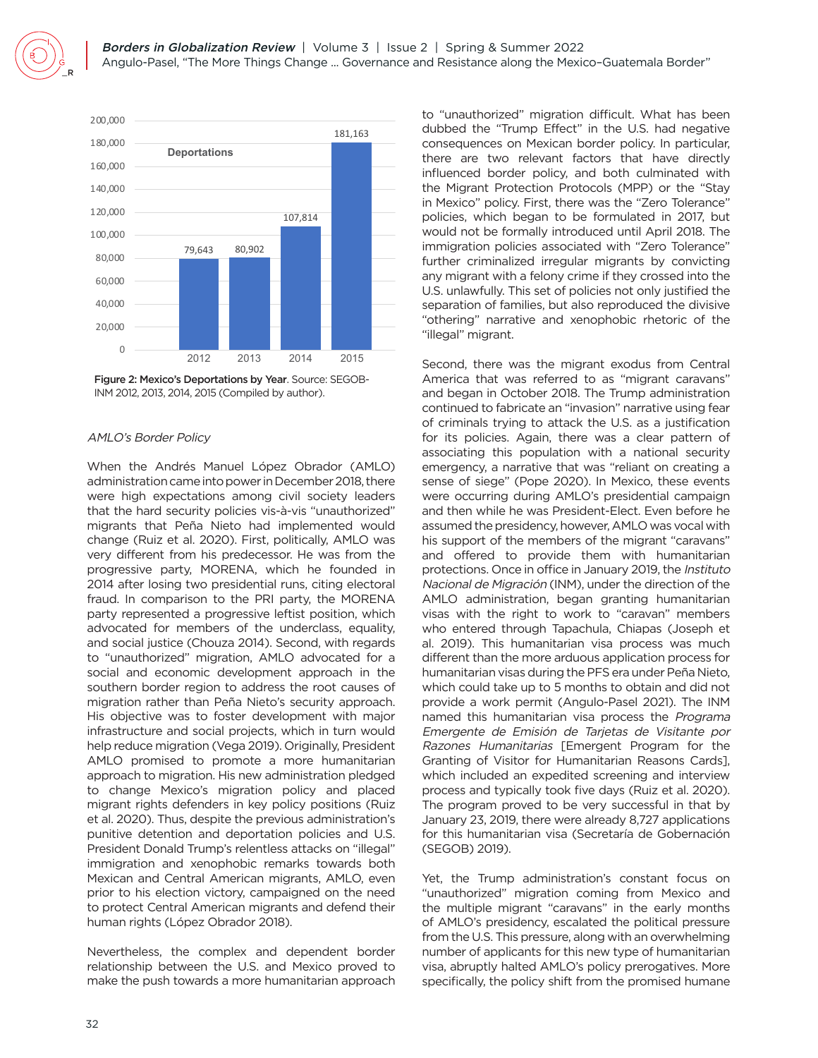| Year | Deportations |
|---|---|
| 2012 | 79,643 |
| 2013 | 80,902 |
| 2014 | 107,814 |
| 2015 | 181,163 |

**Figure 2: Mexico's Deportations by Year**. Source: SEGOB-INM 2012, 2013, 2014, 2015 (Compiled by author).

### *AMLO's Border Policy*

When the Andrés Manuel López Obrador (AMLO) administration came into power in December 2018, there were high expectations among civil society leaders that the hard security policies vis-à-vis "unauthorized" migrants that Peña Nieto had implemented would change (Ruiz et al. 2020). First, politically, AMLO was very different from his predecessor. He was from the progressive party, MORENA, which he founded in 2014 after losing two presidential runs, citing electoral fraud. In comparison to the PRI party, the MORENA party represented a progressive leftist position, which advocated for members of the underclass, equality, and social justice (Chouza 2014). Second, with regards to "unauthorized" migration, AMLO advocated for a social and economic development approach in the southern border region to address the root causes of migration rather than Peña Nieto's security approach. His objective was to foster development with major infrastructure and social projects, which in turn would help reduce migration (Vega 2019). Originally, President AMLO promised to promote a more humanitarian approach to migration. His new administration pledged to change Mexico's migration policy and placed migrant rights defenders in key policy positions (Ruiz et al. 2020). Thus, despite the previous administration's punitive detention and deportation policies and U.S. President Donald Trump's relentless attacks on "illegal" immigration and xenophobic remarks towards both Mexican and Central American migrants, AMLO, even prior to his election victory, campaigned on the need to protect Central American migrants and defend their human rights (López Obrador 2018).

Nevertheless, the complex and dependent border relationship between the U.S. and Mexico proved to make the push towards a more humanitarian approach to "unauthorized" migration difficult. What has been dubbed the "Trump Effect" in the U.S. had negative consequences on Mexican border policy. In particular, there are two relevant factors that have directly influenced border policy, and both culminated with the Migrant Protection Protocols (MPP) or the "Stay in Mexico" policy. First, there was the "Zero Tolerance" policies, which began to be formulated in 2017, but would not be formally introduced until April 2018. The immigration policies associated with "Zero Tolerance" further criminalized irregular migrants by convicting any migrant with a felony crime if they crossed into the U.S. unlawfully. This set of policies not only justified the separation of families, but also reproduced the divisive "othering" narrative and xenophobic rhetoric of the "illegal" migrant.

Second, there was the migrant exodus from Central America that was referred to as "migrant caravans" and began in October 2018. The Trump administration continued to fabricate an "invasion" narrative using fear of criminals trying to attack the U.S. as a justification for its policies. Again, there was a clear pattern of associating this population with a national security emergency, a narrative that was "reliant on creating a sense of siege" (Pope 2020). In Mexico, these events were occurring during AMLO's presidential campaign and then while he was President-Elect. Even before he assumed the presidency, however, AMLO was vocal with his support of the members of the migrant "caravans" and offered to provide them with humanitarian protections. Once in office in January 2019, the *Instituto Nacional de Migración* (INM), under the direction of the AMLO administration, began granting humanitarian visas with the right to work to "caravan" members who entered through Tapachula, Chiapas (Joseph et al. 2019). This humanitarian visa process was much different than the more arduous application process for humanitarian visas during the PFS era under Peña Nieto, which could take up to 5 months to obtain and did not provide a work permit (Angulo-Pasel 2021). The INM named this humanitarian visa process the *Programa Emergente de Emisión de Tarjetas de Visitante por Razones Humanitarias* [Emergent Program for the Granting of Visitor for Humanitarian Reasons Cards], which included an expedited screening and interview process and typically took five days (Ruiz et al. 2020). The program proved to be very successful in that by January 23, 2019, there were already 8,727 applications for this humanitarian visa (Secretaría de Gobernación (SEGOB) 2019).

Yet, the Trump administration's constant focus on "unauthorized" migration coming from Mexico and the multiple migrant "caravans" in the early months of AMLO's presidency, escalated the political pressure from the U.S. This pressure, along with an overwhelming number of applicants for this new type of humanitarian visa, abruptly halted AMLO's policy prerogatives. More specifically, the policy shift from the promised humane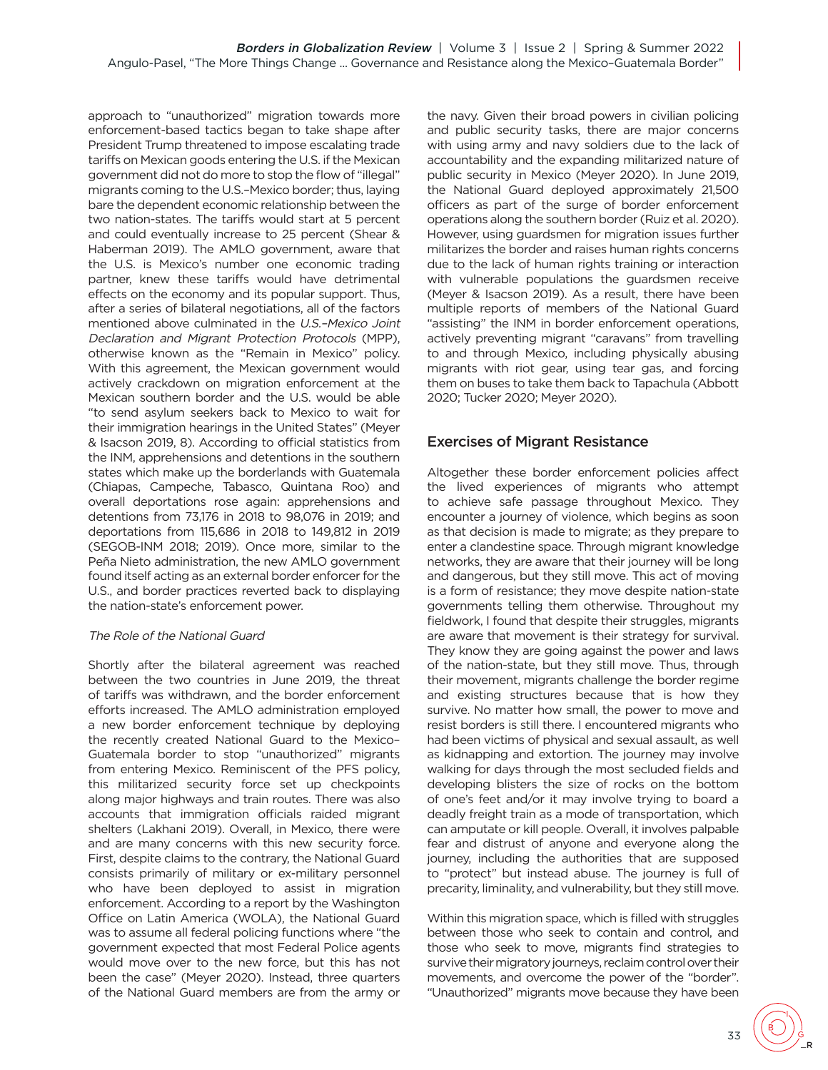approach to "unauthorized" migration towards more enforcement-based tactics began to take shape after President Trump threatened to impose escalating trade tariffs on Mexican goods entering the U.S. if the Mexican government did not do more to stop the flow of "illegal" migrants coming to the U.S.–Mexico border; thus, laying bare the dependent economic relationship between the two nation-states. The tariffs would start at 5 percent and could eventually increase to 25 percent (Shear & Haberman 2019). The AMLO government, aware that the U.S. is Mexico's number one economic trading partner, knew these tariffs would have detrimental effects on the economy and its popular support. Thus, after a series of bilateral negotiations, all of the factors mentioned above culminated in the *U.S.–Mexico Joint Declaration and Migrant Protection Protocols* (MPP), otherwise known as the "Remain in Mexico" policy. With this agreement, the Mexican government would actively crackdown on migration enforcement at the Mexican southern border and the U.S. would be able "to send asylum seekers back to Mexico to wait for their immigration hearings in the United States" (Meyer & Isacson 2019, 8). According to official statistics from the INM, apprehensions and detentions in the southern states which make up the borderlands with Guatemala (Chiapas, Campeche, Tabasco, Quintana Roo) and overall deportations rose again: apprehensions and detentions from 73,176 in 2018 to 98,076 in 2019; and deportations from 115,686 in 2018 to 149,812 in 2019 (SEGOB-INM 2018; 2019). Once more, similar to the Peña Nieto administration, the new AMLO government found itself acting as an external border enforcer for the U.S., and border practices reverted back to displaying the nation-state's enforcement power.

### *The Role of the National Guard*

Shortly after the bilateral agreement was reached between the two countries in June 2019, the threat of tariffs was withdrawn, and the border enforcement efforts increased. The AMLO administration employed a new border enforcement technique by deploying the recently created National Guard to the Mexico–Guatemala border to stop "unauthorized" migrants from entering Mexico. Reminiscent of the PFS policy, this militarized security force set up checkpoints along major highways and train routes. There was also accounts that immigration officials raided migrant shelters (Lakhani 2019). Overall, in Mexico, there were and are many concerns with this new security force. First, despite claims to the contrary, the National Guard consists primarily of military or ex-military personnel who have been deployed to assist in migration enforcement. According to a report by the Washington Office on Latin America (WOLA), the National Guard was to assume all federal policing functions where "the government expected that most Federal Police agents would move over to the new force, but this has not been the case" (Meyer 2020). Instead, three quarters of the National Guard members are from the army or the navy. Given their broad powers in civilian policing and public security tasks, there are major concerns with using army and navy soldiers due to the lack of accountability and the expanding militarized nature of public security in Mexico (Meyer 2020). In June 2019, the National Guard deployed approximately 21,500 officers as part of the surge of border enforcement operations along the southern border (Ruiz et al. 2020). However, using guardsmen for migration issues further militarizes the border and raises human rights concerns due to the lack of human rights training or interaction with vulnerable populations the guardsmen receive (Meyer & Isacson 2019). As a result, there have been multiple reports of members of the National Guard "assisting" the INM in border enforcement operations, actively preventing migrant "caravans" from travelling to and through Mexico, including physically abusing migrants with riot gear, using tear gas, and forcing them on buses to take them back to Tapachula (Abbott 2020; Tucker 2020; Meyer 2020).

## Exercises of Migrant Resistance

Altogether these border enforcement policies affect the lived experiences of migrants who attempt to achieve safe passage throughout Mexico. They encounter a journey of violence, which begins as soon as that decision is made to migrate; as they prepare to enter a clandestine space. Through migrant knowledge networks, they are aware that their journey will be long and dangerous, but they still move. This act of moving is a form of resistance; they move despite nation-state governments telling them otherwise. Throughout my fieldwork, I found that despite their struggles, migrants are aware that movement is their strategy for survival. They know they are going against the power and laws of the nation-state, but they still move. Thus, through their movement, migrants challenge the border regime and existing structures because that is how they survive. No matter how small, the power to move and resist borders is still there. I encountered migrants who had been victims of physical and sexual assault, as well as kidnapping and extortion. The journey may involve walking for days through the most secluded fields and developing blisters the size of rocks on the bottom of one's feet and/or it may involve trying to board a deadly freight train as a mode of transportation, which can amputate or kill people. Overall, it involves palpable fear and distrust of anyone and everyone along the journey, including the authorities that are supposed to "protect" but instead abuse. The journey is full of precarity, liminality, and vulnerability, but they still move.

Within this migration space, which is filled with struggles between those who seek to contain and control, and those who seek to move, migrants find strategies to survive their migratory journeys, reclaim control over their movements, and overcome the power of the "border". "Unauthorized" migrants move because they have been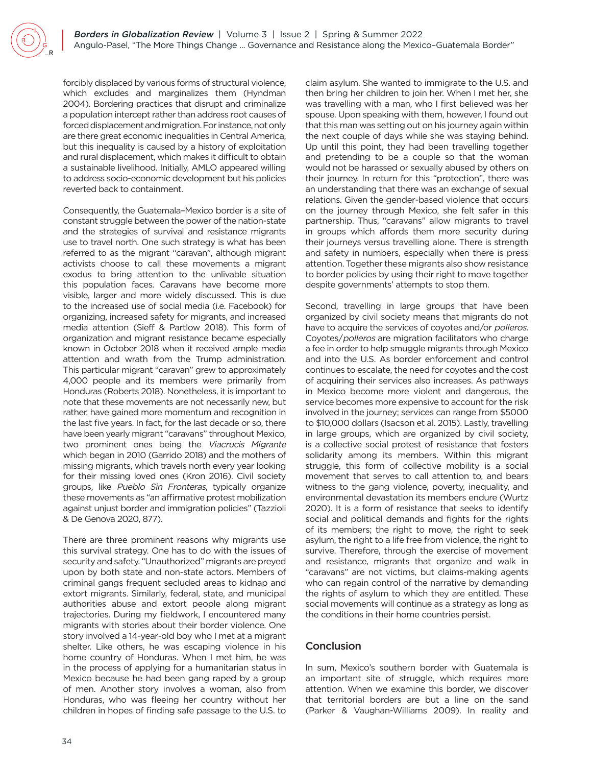forcibly displaced by various forms of structural violence, which excludes and marginalizes them (Hyndman 2004). Bordering practices that disrupt and criminalize a population intercept rather than address root causes of forced displacement and migration. For instance, not only are there great economic inequalities in Central America, but this inequality is caused by a history of exploitation and rural displacement, which makes it difficult to obtain a sustainable livelihood. Initially, AMLO appeared willing to address socio-economic development but his policies reverted back to containment.

Consequently, the Guatemala–Mexico border is a site of constant struggle between the power of the nation-state and the strategies of survival and resistance migrants use to travel north. One such strategy is what has been referred to as the migrant "caravan", although migrant activists choose to call these movements a migrant exodus to bring attention to the unlivable situation this population faces. Caravans have become more visible, larger and more widely discussed. This is due to the increased use of social media (i.e. Facebook) for organizing, increased safety for migrants, and increased media attention (Sieff & Partlow 2018). This form of organization and migrant resistance became especially known in October 2018 when it received ample media attention and wrath from the Trump administration. This particular migrant "caravan" grew to approximately 4,000 people and its members were primarily from Honduras (Roberts 2018). Nonetheless, it is important to note that these movements are not necessarily new, but rather, have gained more momentum and recognition in the last five years. In fact, for the last decade or so, there have been yearly migrant "caravans" throughout Mexico, two prominent ones being the *Viacrucis Migrante* which began in 2010 (Garrido 2018) and the mothers of missing migrants, which travels north every year looking for their missing loved ones (Kron 2016). Civil society groups, like *Pueblo Sin Fronteras,* typically organize these movements as "an affirmative protest mobilization against unjust border and immigration policies" (Tazzioli & De Genova 2020, 877).

There are three prominent reasons why migrants use this survival strategy. One has to do with the issues of security and safety. "Unauthorized" migrants are preyed upon by both state and non-state actors. Members of criminal gangs frequent secluded areas to kidnap and extort migrants. Similarly, federal, state, and municipal authorities abuse and extort people along migrant trajectories. During my fieldwork, I encountered many migrants with stories about their border violence. One story involved a 14-year-old boy who I met at a migrant shelter. Like others, he was escaping violence in his home country of Honduras. When I met him, he was in the process of applying for a humanitarian status in Mexico because he had been gang raped by a group of men. Another story involves a woman, also from Honduras, who was fleeing her country without her children in hopes of finding safe passage to the U.S. to claim asylum. She wanted to immigrate to the U.S. and then bring her children to join her. When I met her, she was travelling with a man, who I first believed was her spouse. Upon speaking with them, however, I found out that this man was setting out on his journey again within the next couple of days while she was staying behind. Up until this point, they had been travelling together and pretending to be a couple so that the woman would not be harassed or sexually abused by others on their journey. In return for this "protection", there was an understanding that there was an exchange of sexual relations. Given the gender-based violence that occurs on the journey through Mexico, she felt safer in this partnership. Thus, "caravans" allow migrants to travel in groups which affords them more security during their journeys versus travelling alone. There is strength and safety in numbers, especially when there is press attention. Together these migrants also show resistance to border policies by using their right to move together despite governments' attempts to stop them.

Second, travelling in large groups that have been organized by civil society means that migrants do not have to acquire the services of coyotes and/or *polleros*. Coyotes/*polleros* are migration facilitators who charge a fee in order to help smuggle migrants through Mexico and into the U.S. As border enforcement and control continues to escalate, the need for coyotes and the cost of acquiring their services also increases. As pathways in Mexico become more violent and dangerous, the service becomes more expensive to account for the risk involved in the journey; services can range from $5000 to $10,000 dollars (Isacson et al. 2015). Lastly, travelling in large groups, which are organized by civil society, is a collective social protest of resistance that fosters solidarity among its members. Within this migrant struggle, this form of collective mobility is a social movement that serves to call attention to, and bears witness to the gang violence, poverty, inequality, and environmental devastation its members endure (Wurtz 2020). It is a form of resistance that seeks to identify social and political demands and fights for the rights of its members; the right to move, the right to seek asylum, the right to a life free from violence, the right to survive. Therefore, through the exercise of movement and resistance, migrants that organize and walk in "caravans" are not victims, but claims-making agents who can regain control of the narrative by demanding the rights of asylum to which they are entitled. These social movements will continue as a strategy as long as the conditions in their home countries persist.

## Conclusion

In sum, Mexico's southern border with Guatemala is an important site of struggle, which requires more attention. When we examine this border, we discover that territorial borders are but a line on the sand (Parker & Vaughan-Williams 2009). In reality and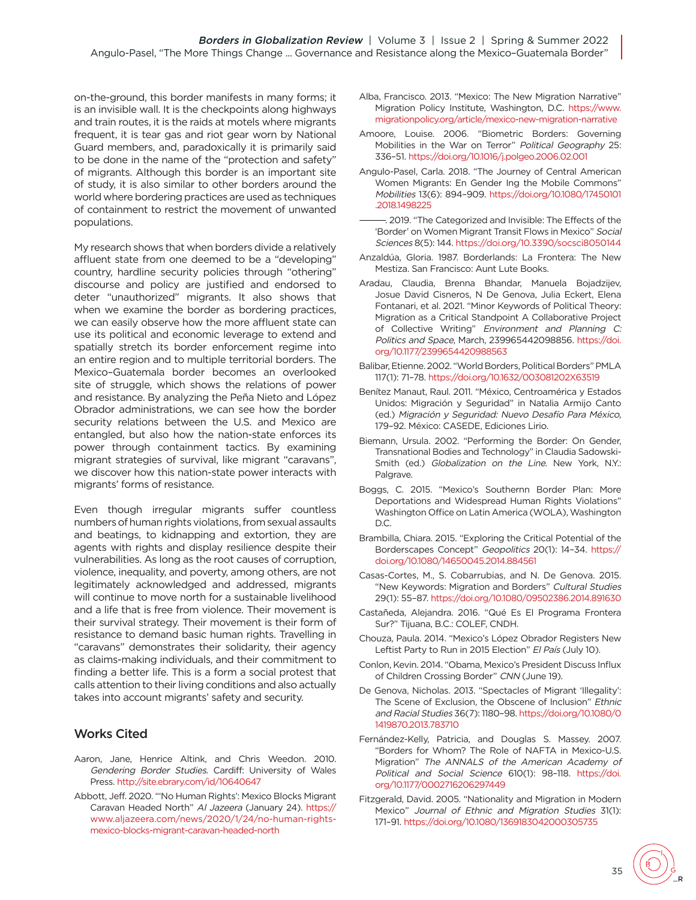on-the-ground, this border manifests in many forms; it is an invisible wall. It is the checkpoints along highways and train routes, it is the raids at motels where migrants frequent, it is tear gas and riot gear worn by National Guard members, and, paradoxically it is primarily said to be done in the name of the "protection and safety" of migrants. Although this border is an important site of study, it is also similar to other borders around the world where bordering practices are used as techniques of containment to restrict the movement of unwanted populations.

My research shows that when borders divide a relatively affluent state from one deemed to be a "developing" country, hardline security policies through "othering" discourse and policy are justified and endorsed to deter "unauthorized" migrants. It also shows that when we examine the border as bordering practices, we can easily observe how the more affluent state can use its political and economic leverage to extend and spatially stretch its border enforcement regime into an entire region and to multiple territorial borders. The Mexico–Guatemala border becomes an overlooked site of struggle, which shows the relations of power and resistance. By analyzing the Peña Nieto and López Obrador administrations, we can see how the border security relations between the U.S. and Mexico are entangled, but also how the nation-state enforces its power through containment tactics. By examining migrant strategies of survival, like migrant "caravans", we discover how this nation-state power interacts with migrants' forms of resistance.

Even though irregular migrants suffer countless numbers of human rights violations, from sexual assaults and beatings, to kidnapping and extortion, they are agents with rights and display resilience despite their vulnerabilities. As long as the root causes of corruption, violence, inequality, and poverty, among others, are not legitimately acknowledged and addressed, migrants will continue to move north for a sustainable livelihood and a life that is free from violence. Their movement is their survival strategy. Their movement is their form of resistance to demand basic human rights. Travelling in "caravans" demonstrates their solidarity, their agency as claims-making individuals, and their commitment to finding a better life. This is a form a social protest that calls attention to their living conditions and also actually takes into account migrants' safety and security.

## Works Cited

Aaron, Jane, Henrice Altink, and Chris Weedon. 2010. *Gendering Border Studies*. Cardiff: University of Wales Press. http://site.ebrary.com/id/10640647

Abbott, Jeff. 2020. "'No Human Rights': Mexico Blocks Migrant Caravan Headed North" *Al Jazeera* (January 24). https://www.aljazeera.com/news/2020/1/24/no-human-rights-mexico-blocks-migrant-caravan-headed-north

Alba, Francisco. 2013. "Mexico: The New Migration Narrative" Migration Policy Institute, Washington, D.C. https://www.migrationpolicy.org/article/mexico-new-migration-narrative

Amoore, Louise. 2006. "Biometric Borders: Governing Mobilities in the War on Terror" *Political Geography* 25: 336–51. https://doi.org/10.1016/j.polgeo.2006.02.001

Angulo-Pasel, Carla. 2018. "The Journey of Central American Women Migrants: En Gender Ing the Mobile Commons" *Mobilities* 13(6): 894–909. https://doi.org/10.1080/17450101.2018.1498225

———. 2019. "The Categorized and Invisible: The Effects of the 'Border' on Women Migrant Transit Flows in Mexico" *Social Sciences* 8(5): 144. https://doi.org/10.3390/socsci8050144

Anzaldúa, Gloria. 1987. Borderlands: La Frontera: The New Mestiza. San Francisco: Aunt Lute Books.

Aradau, Claudia, Brenna Bhandar, Manuela Bojadzijev, Josue David Cisneros, N De Genova, Julia Eckert, Elena Fontanari, et al. 2021. "Minor Keywords of Political Theory: Migration as a Critical Standpoint A Collaborative Project of Collective Writing" *Environment and Planning C: Politics and Space*, March, 239965442098856. https://doi.org/10.1177/2399654420988563

Balibar, Etienne. 2002. "World Borders, Political Borders" PMLA 117(1): 71–78. https://doi.org/10.1632/003081202X63519

Benítez Manaut, Raul. 2011. "México, Centroamérica y Estados Unidos: Migración y Seguridad" in Natalia Armijo Canto (ed.) *Migración y Seguridad: Nuevo Desafío Para México*, 179–92. México: CASEDE, Ediciones Lirio.

Biemann, Ursula. 2002. "Performing the Border: On Gender, Transnational Bodies and Technology" in Claudia Sadowski-Smith (ed.) *Globalization on the Line*. New York, N.Y.: Palgrave.

Boggs, C. 2015. "Mexico's Southernn Border Plan: More Deportations and Widespread Human Rights Violations" Washington Office on Latin America (WOLA), Washington D.C.

Brambilla, Chiara. 2015. "Exploring the Critical Potential of the Borderscapes Concept" *Geopolitics* 20(1): 14–34. https://doi.org/10.1080/14650045.2014.884561

Casas-Cortes, M., S. Cobarrubias, and N. De Genova. 2015. "New Keywords: Migration and Borders" *Cultural Studies* 29(1): 55–87. https://doi.org/10.1080/09502386.2014.891630

Castañeda, Alejandra. 2016. "Qué Es El Programa Frontera Sur?" Tijuana, B.C.: COLEF, CNDH.

Chouza, Paula. 2014. "Mexico's López Obrador Registers New Leftist Party to Run in 2015 Election" *El País* (July 10).

Conlon, Kevin. 2014. "Obama, Mexico's President Discuss Influx of Children Crossing Border" *CNN* (June 19).

De Genova, Nicholas. 2013. "Spectacles of Migrant 'Illegality': The Scene of Exclusion, the Obscene of Inclusion" *Ethnic and Racial Studies* 36(7): 1180–98. https://doi.org/10.1080/01419870.2013.783710

Fernández-Kelly, Patricia, and Douglas S. Massey. 2007. "Borders for Whom? The Role of NAFTA in Mexico-U.S. Migration" *The ANNALS of the American Academy of Political and Social Science* 610(1): 98–118. https://doi.org/10.1177/0002716206297449

Fitzgerald, David. 2005. "Nationality and Migration in Modern Mexico" *Journal of Ethnic and Migration Studies* 31(1): 171–91. https://doi.org/10.1080/1369183042000305735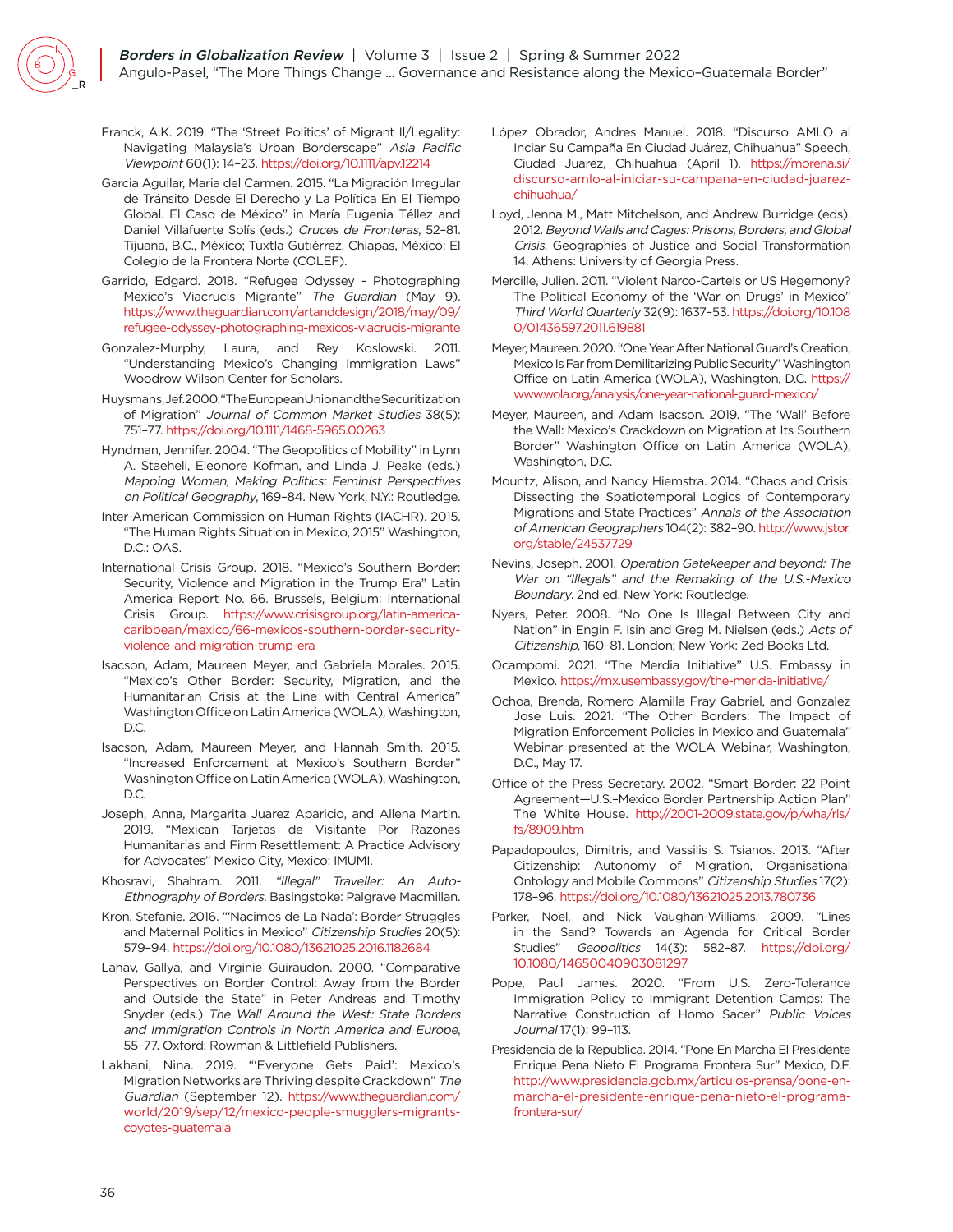Franck, A.K. 2019. "The 'Street Politics' of Migrant Il/Legality: Navigating Malaysia's Urban Borderscape" *Asia Pacific Viewpoint* 60(1): 14–23. https://doi.org/10.1111/apv.12214

Garcia Aguilar, Maria del Carmen. 2015. "La Migración Irregular de Tránsito Desde El Derecho y La Política En El Tiempo Global. El Caso de México" in María Eugenia Téllez and Daniel Villafuerte Solís (eds.) *Cruces de Fronteras*, 52–81. Tijuana, B.C., México; Tuxtla Gutiérrez, Chiapas, México: El Colegio de la Frontera Norte (COLEF).

Garrido, Edgard. 2018. "Refugee Odyssey - Photographing Mexico's Viacrucis Migrante" *The Guardian* (May 9). https://www.theguardian.com/artanddesign/2018/may/09/refugee-odyssey-photographing-mexicos-viacrucis-migrante

Gonzalez-Murphy, Laura, and Rey Koslowski. 2011. "Understanding Mexico's Changing Immigration Laws" Woodrow Wilson Center for Scholars.

Huysmans, Jef. 2000. "The European Union and the Securitization of Migration" *Journal of Common Market Studies* 38(5): 751–77. https://doi.org/10.1111/1468-5965.00263

Hyndman, Jennifer. 2004. "The Geopolitics of Mobility" in Lynn A. Staeheli, Eleonore Kofman, and Linda J. Peake (eds.) *Mapping Women, Making Politics: Feminist Perspectives on Political Geography*, 169–84. New York, N.Y.: Routledge.

Inter-American Commission on Human Rights (IACHR). 2015. "The Human Rights Situation in Mexico, 2015" Washington, D.C.: OAS.

International Crisis Group. 2018. "Mexico's Southern Border: Security, Violence and Migration in the Trump Era" Latin America Report No. 66. Brussels, Belgium: International Crisis Group. https://www.crisisgroup.org/latin-america-caribbean/mexico/66-mexicos-southern-border-security-violence-and-migration-trump-era

Isacson, Adam, Maureen Meyer, and Gabriela Morales. 2015. "Mexico's Other Border: Security, Migration, and the Humanitarian Crisis at the Line with Central America" Washington Office on Latin America (WOLA), Washington, D.C.

Isacson, Adam, Maureen Meyer, and Hannah Smith. 2015. "Increased Enforcement at Mexico's Southern Border" Washington Office on Latin America (WOLA), Washington, D.C.

Joseph, Anna, Margarita Juarez Aparicio, and Allena Martin. 2019. "Mexican Tarjetas de Visitante Por Razones Humanitarias and Firm Resettlement: A Practice Advisory for Advocates" Mexico City, Mexico: IMUMI.

Khosravi, Shahram. 2011. *"Illegal" Traveller: An Auto-Ethnography of Borders.* Basingstoke: Palgrave Macmillan.

Kron, Stefanie. 2016. "'Nacimos de La Nada': Border Struggles and Maternal Politics in Mexico" *Citizenship Studies* 20(5): 579–94. https://doi.org/10.1080/13621025.2016.1182684

Lahav, Gallya, and Virginie Guiraudon. 2000. "Comparative Perspectives on Border Control: Away from the Border and Outside the State" in Peter Andreas and Timothy Snyder (eds.) *The Wall Around the West: State Borders and Immigration Controls in North America and Europe*, 55–77. Oxford: Rowman & Littlefield Publishers.

Lakhani, Nina. 2019. "'Everyone Gets Paid': Mexico's Migration Networks are Thriving despite Crackdown" *The Guardian* (September 12). https://www.theguardian.com/world/2019/sep/12/mexico-people-smugglers-migrants-coyotes-guatemala

López Obrador, Andres Manuel. 2018. "Discurso AMLO al Inciar Su Campaña En Ciudad Juárez, Chihuahua" Speech, Ciudad Juarez, Chihuahua (April 1). https://morena.si/discurso-amlo-al-iniciar-su-campana-en-ciudad-juarez-chihuahua/

Loyd, Jenna M., Matt Mitchelson, and Andrew Burridge (eds). 2012. *Beyond Walls and Cages: Prisons, Borders, and Global Crisis.* Geographies of Justice and Social Transformation 14. Athens: University of Georgia Press.

Mercille, Julien. 2011. "Violent Narco-Cartels or US Hegemony? The Political Economy of the 'War on Drugs' in Mexico" *Third World Quarterly* 32(9): 1637–53. https://doi.org/10.1080/01436597.2011.619881

Meyer, Maureen. 2020. "One Year After National Guard's Creation, Mexico Is Far from Demilitarizing Public Security" Washington Office on Latin America (WOLA), Washington, D.C. https://www.wola.org/analysis/one-year-national-guard-mexico/

Meyer, Maureen, and Adam Isacson. 2019. "The 'Wall' Before the Wall: Mexico's Crackdown on Migration at Its Southern Border" Washington Office on Latin America (WOLA), Washington, D.C.

Mountz, Alison, and Nancy Hiemstra. 2014. "Chaos and Crisis: Dissecting the Spatiotemporal Logics of Contemporary Migrations and State Practices" *Annals of the Association of American Geographers* 104(2): 382–90. http://www.jstor.org/stable/24537729

Nevins, Joseph. 2001. *Operation Gatekeeper and beyond: The War on "Illegals" and the Remaking of the U.S.-Mexico Boundary.* 2nd ed. New York: Routledge.

Nyers, Peter. 2008. "No One Is Illegal Between City and Nation" in Engin F. Isin and Greg M. Nielsen (eds.) *Acts of Citizenship*, 160–81. London; New York: Zed Books Ltd.

Ocampomi. 2021. "The Merdia Initiative" U.S. Embassy in Mexico. https://mx.usembassy.gov/the-merida-initiative/

Ochoa, Brenda, Romero Alamilla Fray Gabriel, and Gonzalez Jose Luis. 2021. "The Other Borders: The Impact of Migration Enforcement Policies in Mexico and Guatemala" Webinar presented at the WOLA Webinar, Washington, D.C., May 17.

Office of the Press Secretary. 2002. "Smart Border: 22 Point Agreement—U.S.–Mexico Border Partnership Action Plan" The White House. http://2001-2009.state.gov/p/wha/rls/fs/8909.htm

Papadopoulos, Dimitris, and Vassilis S. Tsianos. 2013. "After Citizenship: Autonomy of Migration, Organisational Ontology and Mobile Commons" *Citizenship Studies* 17(2): 178–96. https://doi.org/10.1080/13621025.2013.780736

Parker, Noel, and Nick Vaughan-Williams. 2009. "Lines in the Sand? Towards an Agenda for Critical Border Studies" *Geopolitics* 14(3): 582–87. https://doi.org/10.1080/14650040903081297

Pope, Paul James. 2020. "From U.S. Zero-Tolerance Immigration Policy to Immigrant Detention Camps: The Narrative Construction of Homo Sacer" *Public Voices Journal* 17(1): 99–113.

Presidencia de la Republica. 2014. "Pone En Marcha El Presidente Enrique Pena Nieto El Programa Frontera Sur" Mexico, D.F. http://www.presidencia.gob.mx/articulos-prensa/pone-en-marcha-el-presidente-enrique-pena-nieto-el-programa-frontera-sur/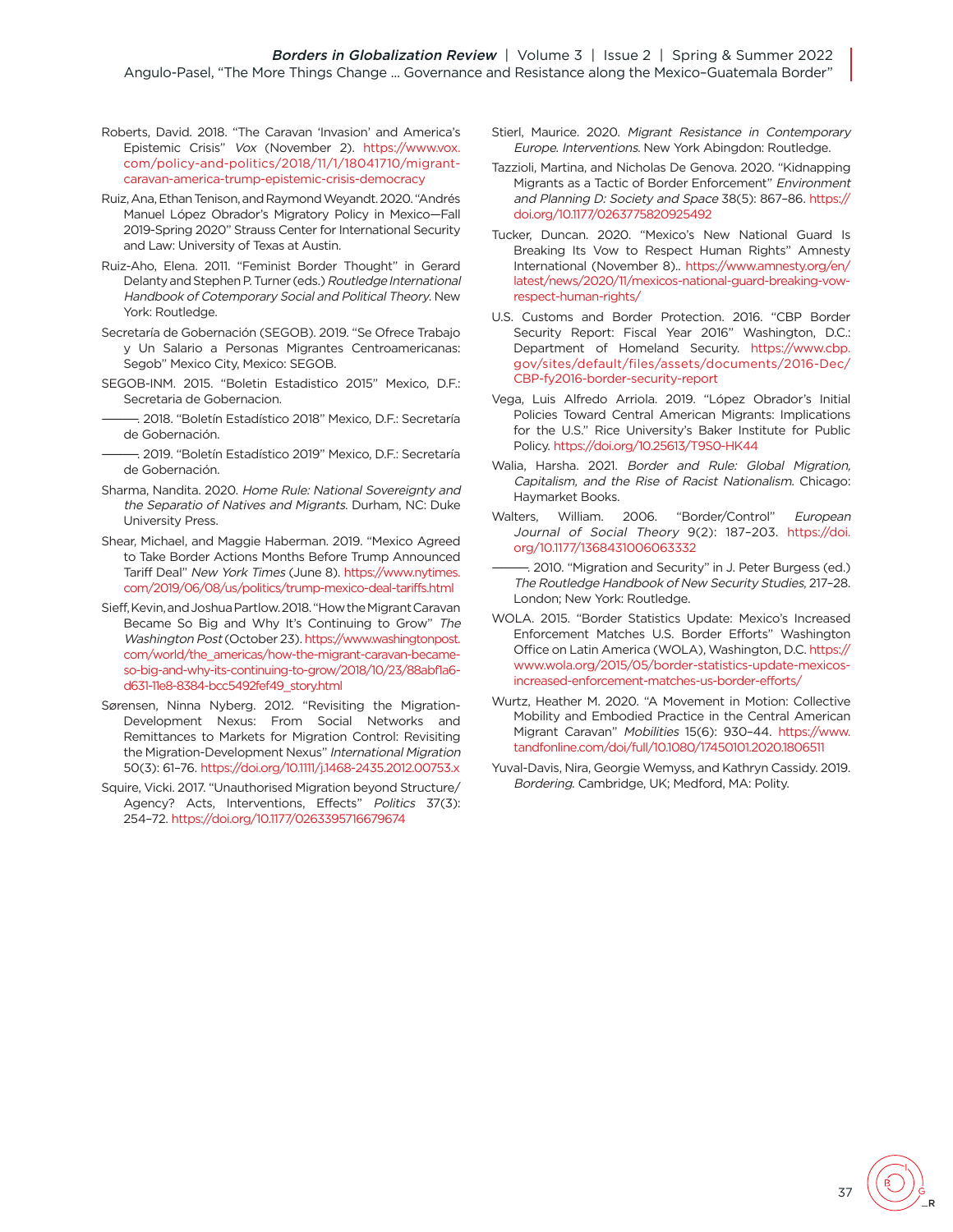Roberts, David. 2018. "The Caravan 'Invasion' and America's Epistemic Crisis" *Vox* (November 2). https://www.vox.com/policy-and-politics/2018/11/1/18041710/migrant-caravan-america-trump-epistemic-crisis-democracy

Ruiz, Ana, Ethan Tenison, and Raymond Weyandt. 2020. "Andrés Manuel López Obrador's Migratory Policy in Mexico—Fall 2019-Spring 2020" Strauss Center for International Security and Law: University of Texas at Austin.

Ruiz-Aho, Elena. 2011. "Feminist Border Thought" in Gerard Delanty and Stephen P. Turner (eds.) *Routledge International Handbook of Cotemporary Social and Political Theory*. New York: Routledge.

Secretaría de Gobernación (SEGOB). 2019. "Se Ofrece Trabajo y Un Salario a Personas Migrantes Centroamericanas: Segob" Mexico City, Mexico: SEGOB.

SEGOB-INM. 2015. "Boletin Estadistico 2015" Mexico, D.F.: Secretaria de Gobernacion.

———. 2018. "Boletín Estadístico 2018" Mexico, D.F.: Secretaría de Gobernación.

———. 2019. "Boletín Estadístico 2019" Mexico, D.F.: Secretaría de Gobernación.

Sharma, Nandita. 2020. *Home Rule: National Sovereignty and the Separatio of Natives and Migrants*. Durham, NC: Duke University Press.

Shear, Michael, and Maggie Haberman. 2019. "Mexico Agreed to Take Border Actions Months Before Trump Announced Tariff Deal" *New York Times* (June 8). https://www.nytimes.com/2019/06/08/us/politics/trump-mexico-deal-tariffs.html

Sieff, Kevin, and Joshua Partlow. 2018. "How the Migrant Caravan Became So Big and Why It's Continuing to Grow" *The Washington Post* (October 23). https://www.washingtonpost.com/world/the_americas/how-the-migrant-caravan-became-so-big-and-why-its-continuing-to-grow/2018/10/23/88abf1a6-d631-11e8-8384-bcc5492fef49_story.html

Sørensen, Ninna Nyberg. 2012. "Revisiting the Migration-Development Nexus: From Social Networks and Remittances to Markets for Migration Control: Revisiting the Migration-Development Nexus" *International Migration* 50(3): 61–76. https://doi.org/10.1111/j.1468-2435.2012.00753.x

Squire, Vicki. 2017. "Unauthorised Migration beyond Structure/Agency? Acts, Interventions, Effects" *Politics* 37(3): 254–72. https://doi.org/10.1177/0263395716679674

Stierl, Maurice. 2020. *Migrant Resistance in Contemporary Europe. Interventions*. New York Abingdon: Routledge.

Tazzioli, Martina, and Nicholas De Genova. 2020. "Kidnapping Migrants as a Tactic of Border Enforcement" *Environment and Planning D: Society and Space* 38(5): 867–86. https://doi.org/10.1177/0263775820925492

Tucker, Duncan. 2020. "Mexico's New National Guard Is Breaking Its Vow to Respect Human Rights" Amnesty International (November 8).. https://www.amnesty.org/en/latest/news/2020/11/mexicos-national-guard-breaking-vow-respect-human-rights/

U.S. Customs and Border Protection. 2016. "CBP Border Security Report: Fiscal Year 2016" Washington, D.C.: Department of Homeland Security. https://www.cbp.gov/sites/default/files/assets/documents/2016-Dec/CBP-fy2016-border-security-report

Vega, Luis Alfredo Arriola. 2019. "López Obrador's Initial Policies Toward Central American Migrants: Implications for the U.S." Rice University's Baker Institute for Public Policy. https://doi.org/10.25613/T9S0-HK44

Walia, Harsha. 2021. *Border and Rule: Global Migration, Capitalism, and the Rise of Racist Nationalism*. Chicago: Haymarket Books.

Walters, William. 2006. "Border/Control" *European Journal of Social Theory* 9(2): 187–203. https://doi.org/10.1177/1368431006063332

———. 2010. "Migration and Security" in J. Peter Burgess (ed.) *The Routledge Handbook of New Security Studies*, 217–28. London; New York: Routledge.

WOLA. 2015. "Border Statistics Update: Mexico's Increased Enforcement Matches U.S. Border Efforts" Washington Office on Latin America (WOLA), Washington, D.C. https://www.wola.org/2015/05/border-statistics-update-mexicos-increased-enforcement-matches-us-border-efforts/

Wurtz, Heather M. 2020. "A Movement in Motion: Collective Mobility and Embodied Practice in the Central American Migrant Caravan" *Mobilities* 15(6): 930–44. https://www.tandfonline.com/doi/full/10.1080/17450101.2020.1806511

Yuval-Davis, Nira, Georgie Wemyss, and Kathryn Cassidy. 2019. *Bordering*. Cambridge, UK; Medford, MA: Polity.